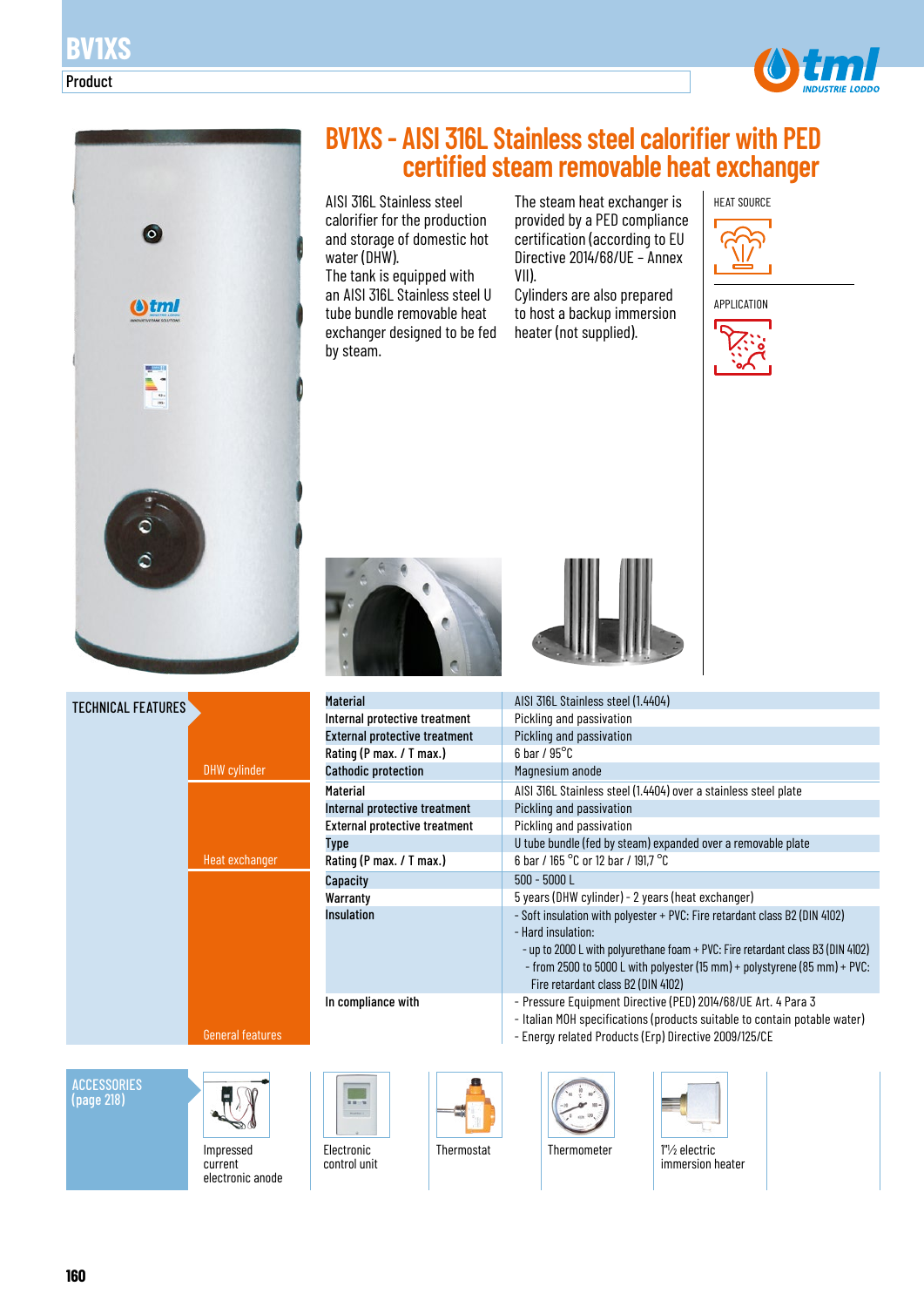# BV1XS - AISI 316L Stainless steel calorifier with PED certified steam removable heat exchanger

AISI 316L Stainless steel calorifier for the production and storage of domestic hot water (DHW).
The tank is equipped with an AISI 316L Stainless steel U tube bundle removable heat exchanger designed to be fed by steam.

The steam heat exchanger is provided by a PED compliance certification (according to EU Directive 2014/68/UE - Annex VII).
Cylinders are also prepared to host a backup immersion heater (not supplied).

HEAT SOURCE

APPLICATION

## TECHNICAL FEATURES

| Section | Feature | Value |
|---|---|---|
| DHW cylinder | **Material** | AISI 316L Stainless steel (1.4404) |
| | **Internal protective treatment** | Pickling and passivation |
| | **External protective treatment** | Pickling and passivation |
| | **Rating (P max. / T max.)** | 6 bar / 95°C |
| | **Cathodic protection** | Magnesium anode |
| Heat exchanger | **Material** | AISI 316L Stainless steel (1.4404) over a stainless steel plate |
| | **Internal protective treatment** | Pickling and passivation |
| | **External protective treatment** | Pickling and passivation |
| | **Type** | U tube bundle (fed by steam) expanded over a removable plate |
| | **Rating (P max. / T max.)** | 6 bar / 165 °C or 12 bar / 191,7 °C |
| General features | **Capacity** | 500 - 5000 L |
| | **Warranty** | 5 years (DHW cylinder) - 2 years (heat exchanger) |
| | **Insulation** | - Soft insulation with polyester + PVC: Fire retardant class B2 (DIN 4102)<br>- Hard insulation:<br>- up to 2000 L with polyurethane foam + PVC: Fire retardant class B3 (DIN 4102)<br>- from 2500 to 5000 L with polyester (15 mm) + polystyrene (85 mm) + PVC: Fire retardant class B2 (DIN 4102) |
| | **In compliance with** | - Pressure Equipment Directive (PED) 2014/68/UE Art. 4 Para 3<br>- Italian MOH specifications (products suitable to contain potable water)<br>- Energy related Products (Erp) Directive 2009/125/CE |

## ACCESSORIES (page 218)

- Impressed current electronic anode
- Electronic control unit
- Thermostat
- Thermometer
- 1"½ electric immersion heater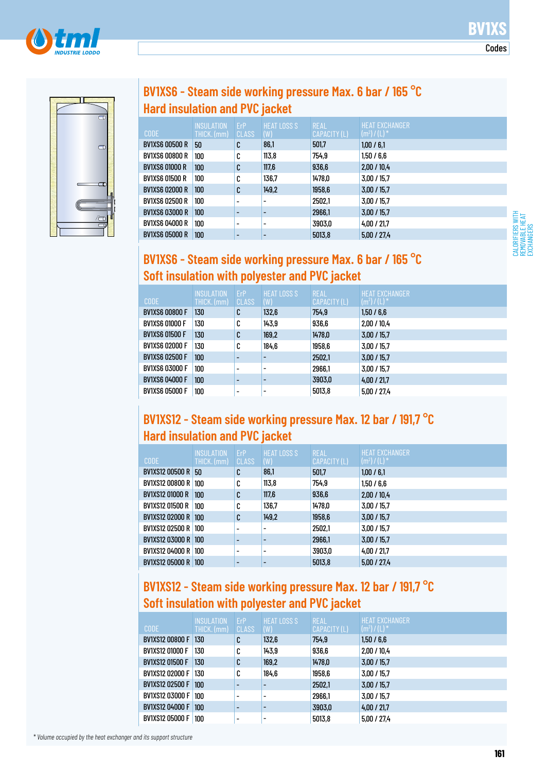# BV1XS

Codes

## BV1XS6 - Steam side working pressure Max. 6 bar / 165 °C
### Hard insulation and PVC jacket

| CODE | INSULATION THICK. (mm) | ErP CLASS | HEAT LOSS S (W) | REAL CAPACITY (L) | HEAT EXCHANGER (m²) / (L) * |
|---|---|---|---|---|---|
| BV1XS6 00500 R | 50 | C | 86,1 | 501,7 | 1,00 / 6,1 |
| BV1XS6 00800 R | 100 | C | 113,8 | 754,9 | 1,50 / 6,6 |
| BV1XS6 01000 R | 100 | C | 117,6 | 936,6 | 2,00 / 10,4 |
| BV1XS6 01500 R | 100 | C | 136,7 | 1478,0 | 3,00 / 15,7 |
| BV1XS6 02000 R | 100 | C | 149,2 | 1958,6 | 3,00 / 15,7 |
| BV1XS6 02500 R | 100 | - | - | 2502,1 | 3,00 / 15,7 |
| BV1XS6 03000 R | 100 | - | - | 2966,1 | 3,00 / 15,7 |
| BV1XS6 04000 R | 100 | - | - | 3903,0 | 4,00 / 21,7 |
| BV1XS6 05000 R | 100 | - | - | 5013,8 | 5,00 / 27,4 |

## BV1XS6 - Steam side working pressure Max. 6 bar / 165 °C
### Soft insulation with polyester and PVC jacket

| CODE | INSULATION THICK. (mm) | ErP CLASS | HEAT LOSS S (W) | REAL CAPACITY (L) | HEAT EXCHANGER (m²) / (L) * |
|---|---|---|---|---|---|
| BV1XS6 00800 F | 130 | C | 132,6 | 754,9 | 1,50 / 6,6 |
| BV1XS6 01000 F | 130 | C | 143,9 | 936,6 | 2,00 / 10,4 |
| BV1XS6 01500 F | 130 | C | 169,2 | 1478,0 | 3,00 / 15,7 |
| BV1XS6 02000 F | 130 | C | 184,6 | 1958,6 | 3,00 / 15,7 |
| BV1XS6 02500 F | 100 | - | - | 2502,1 | 3,00 / 15,7 |
| BV1XS6 03000 F | 100 | - | - | 2966,1 | 3,00 / 15,7 |
| BV1XS6 04000 F | 100 | - | - | 3903,0 | 4,00 / 21,7 |
| BV1XS6 05000 F | 100 | - | - | 5013,8 | 5,00 / 27,4 |

## BV1XS12 - Steam side working pressure Max. 12 bar / 191,7 °C
### Hard insulation and PVC jacket

| CODE | INSULATION THICK. (mm) | ErP CLASS | HEAT LOSS S (W) | REAL CAPACITY (L) | HEAT EXCHANGER (m²) / (L) * |
|---|---|---|---|---|---|
| BV1XS12 00500 R | 50 | C | 86,1 | 501,7 | 1,00 / 6,1 |
| BV1XS12 00800 R | 100 | C | 113,8 | 754,9 | 1,50 / 6,6 |
| BV1XS12 01000 R | 100 | C | 117,6 | 936,6 | 2,00 / 10,4 |
| BV1XS12 01500 R | 100 | C | 136,7 | 1478,0 | 3,00 / 15,7 |
| BV1XS12 02000 R | 100 | C | 149,2 | 1958,6 | 3,00 / 15,7 |
| BV1XS12 02500 R | 100 | - | - | 2502,1 | 3,00 / 15,7 |
| BV1XS12 03000 R | 100 | - | - | 2966,1 | 3,00 / 15,7 |
| BV1XS12 04000 R | 100 | - | - | 3903,0 | 4,00 / 21,7 |
| BV1XS12 05000 R | 100 | - | - | 5013,8 | 5,00 / 27,4 |

## BV1XS12 - Steam side working pressure Max. 12 bar / 191,7 °C
### Soft insulation with polyester and PVC jacket

| CODE | INSULATION THICK. (mm) | ErP CLASS | HEAT LOSS S (W) | REAL CAPACITY (L) | HEAT EXCHANGER (m²) / (L) * |
|---|---|---|---|---|---|
| BV1XS12 00800 F | 130 | C | 132,6 | 754,9 | 1,50 / 6,6 |
| BV1XS12 01000 F | 130 | C | 143,9 | 936,6 | 2,00 / 10,4 |
| BV1XS12 01500 F | 130 | C | 169,2 | 1478,0 | 3,00 / 15,7 |
| BV1XS12 02000 F | 130 | C | 184,6 | 1958,6 | 3,00 / 15,7 |
| BV1XS12 02500 F | 100 | - | - | 2502,1 | 3,00 / 15,7 |
| BV1XS12 03000 F | 100 | - | - | 2966,1 | 3,00 / 15,7 |
| BV1XS12 04000 F | 100 | - | - | 3903,0 | 4,00 / 21,7 |
| BV1XS12 05000 F | 100 | - | - | 5013,8 | 5,00 / 27,4 |

*\* Volume occupied by the heat exchanger and its support structure*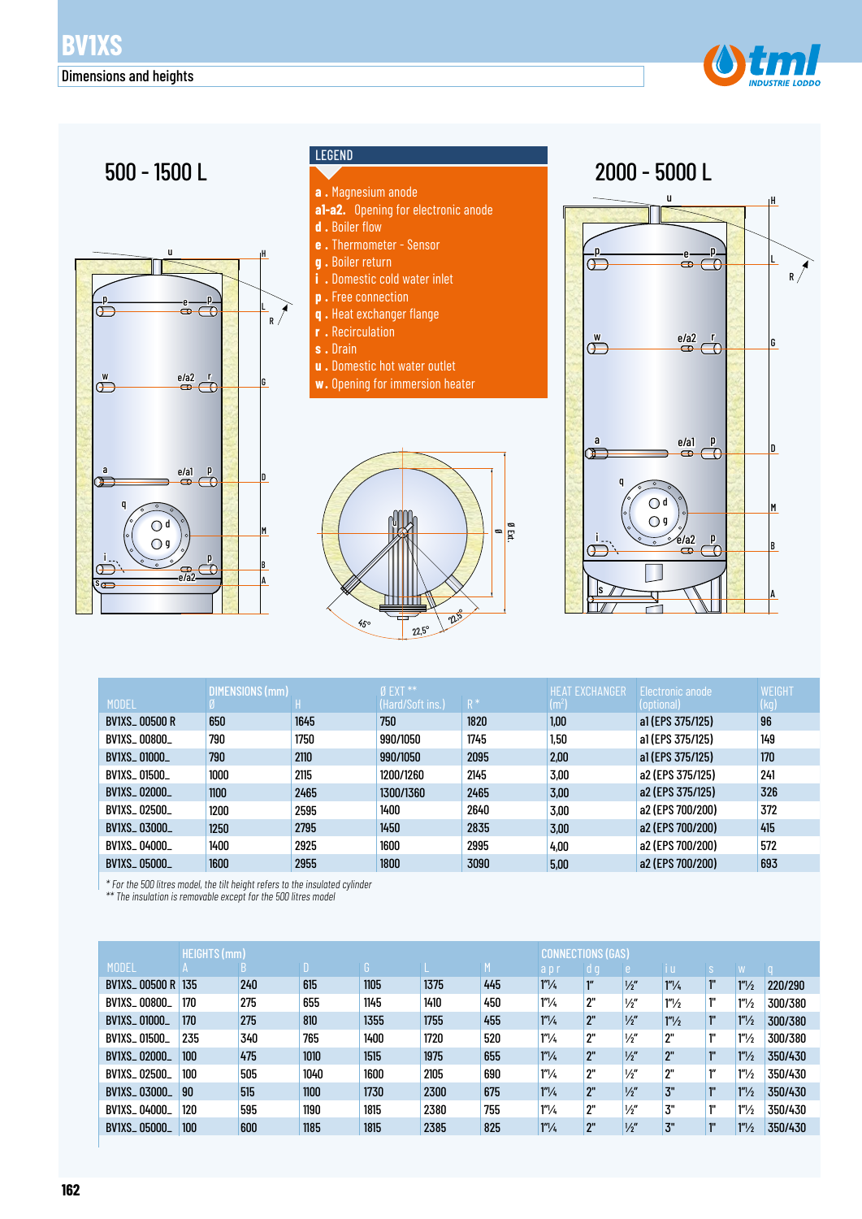# BV1XS

## Dimensions and heights

500 - 1500 L

2000 - 5000 L

**LEGEND**

- **a .** Magnesium anode
- **a1-a2.** Opening for electronic anode
- **d .** Boiler flow
- **e .** Thermometer - Sensor
- **g .** Boiler return
- **i .** Domestic cold water inlet
- **p .** Free connection
- **q .** Heat exchanger flange
- **r .** Recirculation
- **s .** Drain
- **u .** Domestic hot water outlet
- **w .** Opening for immersion heater

| MODEL | DIMENSIONS (mm) Ø | H | Ø EXT ** (Hard/Soft ins.) | R * | HEAT EXCHANGER (m²) | Electronic anode (optional) | WEIGHT (kg) |
|---|---|---|---|---|---|---|---|
| BV1XS_ 00500 R | 650 | 1645 | 750 | 1820 | 1,00 | a1 (EPS 375/125) | 96 |
| BV1XS_ 00800_ | 790 | 1750 | 990/1050 | 1745 | 1,50 | a1 (EPS 375/125) | 149 |
| BV1XS_ 01000_ | 790 | 2110 | 990/1050 | 2095 | 2,00 | a1 (EPS 375/125) | 170 |
| BV1XS_ 01500_ | 1000 | 2115 | 1200/1260 | 2145 | 3,00 | a2 (EPS 375/125) | 241 |
| BV1XS_ 02000_ | 1100 | 2465 | 1300/1360 | 2465 | 3,00 | a2 (EPS 375/125) | 326 |
| BV1XS_ 02500_ | 1200 | 2595 | 1400 | 2640 | 3,00 | a2 (EPS 700/200) | 372 |
| BV1XS_ 03000_ | 1250 | 2795 | 1450 | 2835 | 3,00 | a2 (EPS 700/200) | 415 |
| BV1XS_ 04000_ | 1400 | 2925 | 1600 | 2995 | 4,00 | a2 (EPS 700/200) | 572 |
| BV1XS_ 05000_ | 1600 | 2955 | 1800 | 3090 | 5,00 | a2 (EPS 700/200) | 693 |

*\* For the 500 litres model, the tilt height refers to the insulated cylinder*
*\*\* The insulation is removable except for the 500 litres model*

| MODEL | HEIGHTS (mm) A | B | D | G | L | M | CONNECTIONS (GAS) a p r | d g | e | i u | s | w | q |
|---|---|---|---|---|---|---|---|---|---|---|---|---|---|
| BV1XS_ 00500 R | 135 | 240 | 615 | 1105 | 1375 | 445 | 1"¼ | 1" | ½" | 1"¼ | 1" | 1"½ | 220/290 |
| BV1XS_ 00800_ | 170 | 275 | 655 | 1145 | 1410 | 450 | 1"¼ | 2" | ½" | 1"½ | 1" | 1"½ | 300/380 |
| BV1XS_ 01000_ | 170 | 275 | 810 | 1355 | 1755 | 455 | 1"¼ | 2" | ½" | 1"½ | 1" | 1"½ | 300/380 |
| BV1XS_ 01500_ | 235 | 340 | 765 | 1400 | 1720 | 520 | 1"¼ | 2" | ½" | 2" | 1" | 1"½ | 300/380 |
| BV1XS_ 02000_ | 100 | 475 | 1010 | 1515 | 1975 | 655 | 1"¼ | 2" | ½" | 2" | 1" | 1"½ | 350/430 |
| BV1XS_ 02500_ | 100 | 505 | 1040 | 1600 | 2105 | 690 | 1"¼ | 2" | ½" | 2" | 1" | 1"½ | 350/430 |
| BV1XS_ 03000_ | 90 | 515 | 1100 | 1730 | 2300 | 675 | 1"¼ | 2" | ½" | 3" | 1" | 1"½ | 350/430 |
| BV1XS_ 04000_ | 120 | 595 | 1190 | 1815 | 2380 | 755 | 1"¼ | 2" | ½" | 3" | 1" | 1"½ | 350/430 |
| BV1XS_ 05000_ | 100 | 600 | 1185 | 1815 | 2385 | 825 | 1"¼ | 2" | ½" | 3" | 1" | 1"½ | 350/430 |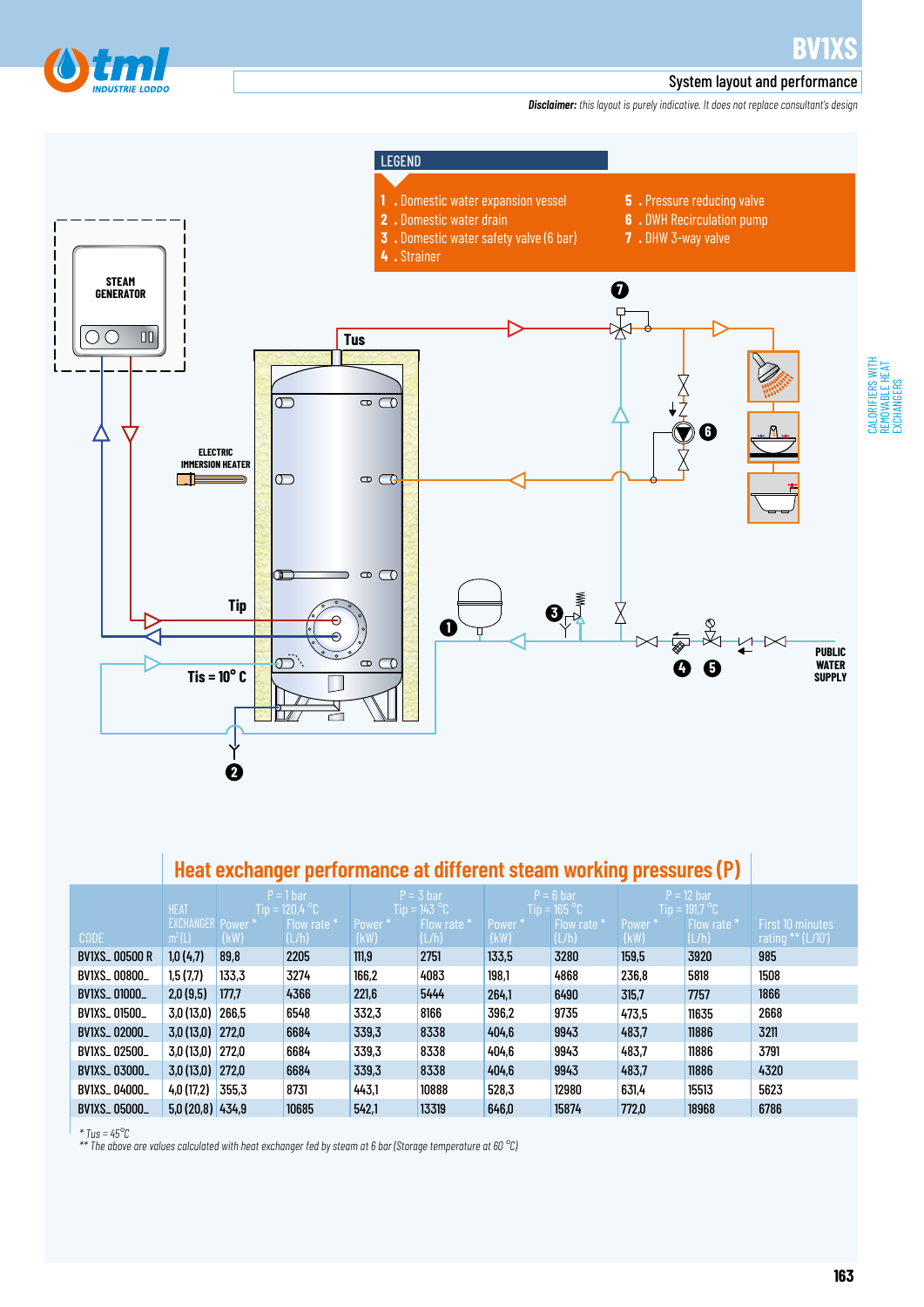# BV1XS

## System layout and performance

**Disclaimer:** *this layout is purely indicative. It does not replace consultant's design*

LEGEND

1. Domestic water expansion vessel
2. Domestic water drain
3. Domestic water safety valve (6 bar)
4. Strainer
5. Pressure reducing valve
6. DWH Recirculation pump
7. DHW 3-way valve

STEAM GENERATOR

ELECTRIC IMMERSION HEATER

Tus

Tip

Tis = 10° C

PUBLIC WATER SUPPLY

CALORIFIERS WITH REMOVABLE HEAT EXCHANGERS

## Heat exchanger performance at different steam working pressures (P)

| CODE | HEAT EXCHANGER m² (L) | P = 1 bar Tip = 120,4 °C Power * (kW) | P = 1 bar Tip = 120,4 °C Flow rate * (L/h) | P = 3 bar Tip = 143 °C Power * (kW) | P = 3 bar Tip = 143 °C Flow rate * (L/h) | P = 6 bar Tip = 165 °C Power * (kW) | P = 6 bar Tip = 165 °C Flow rate * (L/h) | P = 12 bar Tip = 191,7 °C Power * (kW) | P = 12 bar Tip = 191,7 °C Flow rate * (L/h) | First 10 minutes rating ** (L/10') |
|---|---|---|---|---|---|---|---|---|---|---|
| BV1XS_ 00500 R | 1,0 (4,7) | 89,8 | 2205 | 111,9 | 2751 | 133,5 | 3280 | 159,5 | 3920 | 985 |
| BV1XS_ 00800_ | 1,5 (7,7) | 133,3 | 3274 | 166,2 | 4083 | 198,1 | 4868 | 236,8 | 5818 | 1508 |
| BV1XS_ 01000_ | 2,0 (9,5) | 177,7 | 4366 | 221,6 | 5444 | 264,1 | 6490 | 315,7 | 7757 | 1866 |
| BV1XS_ 01500_ | 3,0 (13,0) | 266,5 | 6548 | 332,3 | 8166 | 396,2 | 9735 | 473,5 | 11635 | 2668 |
| BV1XS_ 02000_ | 3,0 (13,0) | 272,0 | 6684 | 339,3 | 8338 | 404,6 | 9943 | 483,7 | 11886 | 3211 |
| BV1XS_ 02500_ | 3,0 (13,0) | 272,0 | 6684 | 339,3 | 8338 | 404,6 | 9943 | 483,7 | 11886 | 3791 |
| BV1XS_ 03000_ | 3,0 (13,0) | 272,0 | 6684 | 339,3 | 8338 | 404,6 | 9943 | 483,7 | 11886 | 4320 |
| BV1XS_ 04000_ | 4,0 (17,2) | 355,3 | 8731 | 443,1 | 10888 | 528,3 | 12980 | 631,4 | 15513 | 5623 |
| BV1XS_ 05000_ | 5,0 (20,8) | 434,9 | 10685 | 542,1 | 13319 | 646,0 | 15874 | 772,0 | 18968 | 6786 |

\* *Tus = 45°C*

\*\* *The above are values calculated with heat exchanger fed by steam at 6 bar (Storage temperature at 60 °C)*